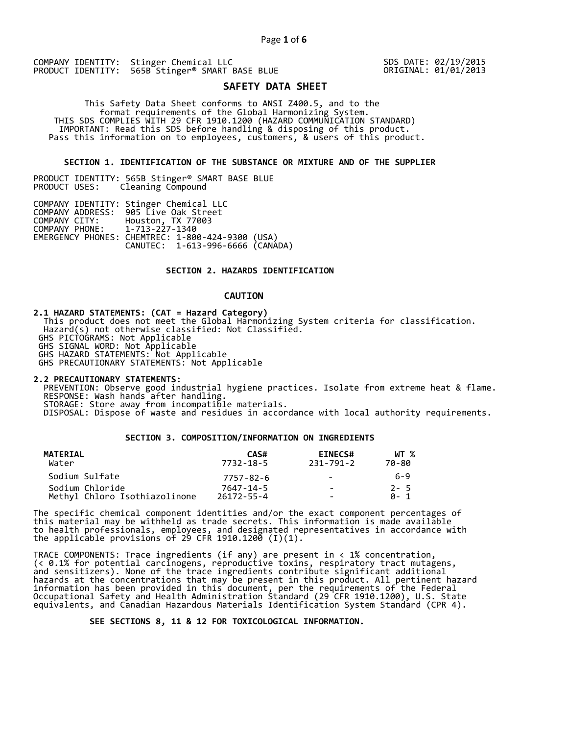COMPANY IDENTITY: Stinger Chemical LLC
PRODUCT IDENTITY: 565B Stinger® SMART BASE BLUE

SDS DATE: 02/19/2015
ORIGINAL: 01/01/2013

# SAFETY DATA SHEET

This Safety Data Sheet conforms to ANSI Z400.5, and to the format requirements of the Global Harmonizing System.
THIS SDS COMPLIES WITH 29 CFR 1910.1200 (HAZARD COMMUNICATION STANDARD)
IMPORTANT: Read this SDS before handling & disposing of this product.
Pass this information on to employees, customers, & users of this product.

## SECTION 1. IDENTIFICATION OF THE SUBSTANCE OR MIXTURE AND OF THE SUPPLIER

PRODUCT IDENTITY: 565B Stinger® SMART BASE BLUE
PRODUCT USES: Cleaning Compound

COMPANY IDENTITY: Stinger Chemical LLC
COMPANY ADDRESS: 905 Live Oak Street
COMPANY CITY: Houston, TX 77003
COMPANY PHONE: 1-713-227-1340
EMERGENCY PHONES: CHEMTREC: 1-800-424-9300 (USA)
CANUTEC: 1-613-996-6666 (CANADA)

## SECTION 2. HAZARDS IDENTIFICATION

**CAUTION**

**2.1 HAZARD STATEMENTS: (CAT = Hazard Category)**
This product does not meet the Global Harmonizing System criteria for classification.
Hazard(s) not otherwise classified: Not Classified.
GHS PICTOGRAMS: Not Applicable
GHS SIGNAL WORD: Not Applicable
GHS HAZARD STATEMENTS: Not Applicable
GHS PRECAUTIONARY STATEMENTS: Not Applicable

**2.2 PRECAUTIONARY STATEMENTS:**
PREVENTION: Observe good industrial hygiene practices. Isolate from extreme heat & flame.
RESPONSE: Wash hands after handling.
STORAGE: Store away from incompatible materials.
DISPOSAL: Dispose of waste and residues in accordance with local authority requirements.

## SECTION 3. COMPOSITION/INFORMATION ON INGREDIENTS

| MATERIAL | CAS# | EINECS# | WT % |
|---|---|---|---|
| Water | 7732-18-5 | 231-791-2 | 70-80 |
| Sodium Sulfate | 7757-82-6 | - | 6-9 |
| Sodium Chloride | 7647-14-5 | - | 2- 5 |
| Methyl Chloro Isothiazolinone | 26172-55-4 | - | 0- 1 |

The specific chemical component identities and/or the exact component percentages of this material may be withheld as trade secrets. This information is made available to health professionals, employees, and designated representatives in accordance with the applicable provisions of 29 CFR 1910.1200 (I)(1).

TRACE COMPONENTS: Trace ingredients (if any) are present in < 1% concentration, (< 0.1% for potential carcinogens, reproductive toxins, respiratory tract mutagens, and sensitizers). None of the trace ingredients contribute significant additional hazards at the concentrations that may be present in this product. All pertinent hazard information has been provided in this document, per the requirements of the Federal Occupational Safety and Health Administration Standard (29 CFR 1910.1200), U.S. State equivalents, and Canadian Hazardous Materials Identification System Standard (CPR 4).

**SEE SECTIONS 8, 11 & 12 FOR TOXICOLOGICAL INFORMATION.**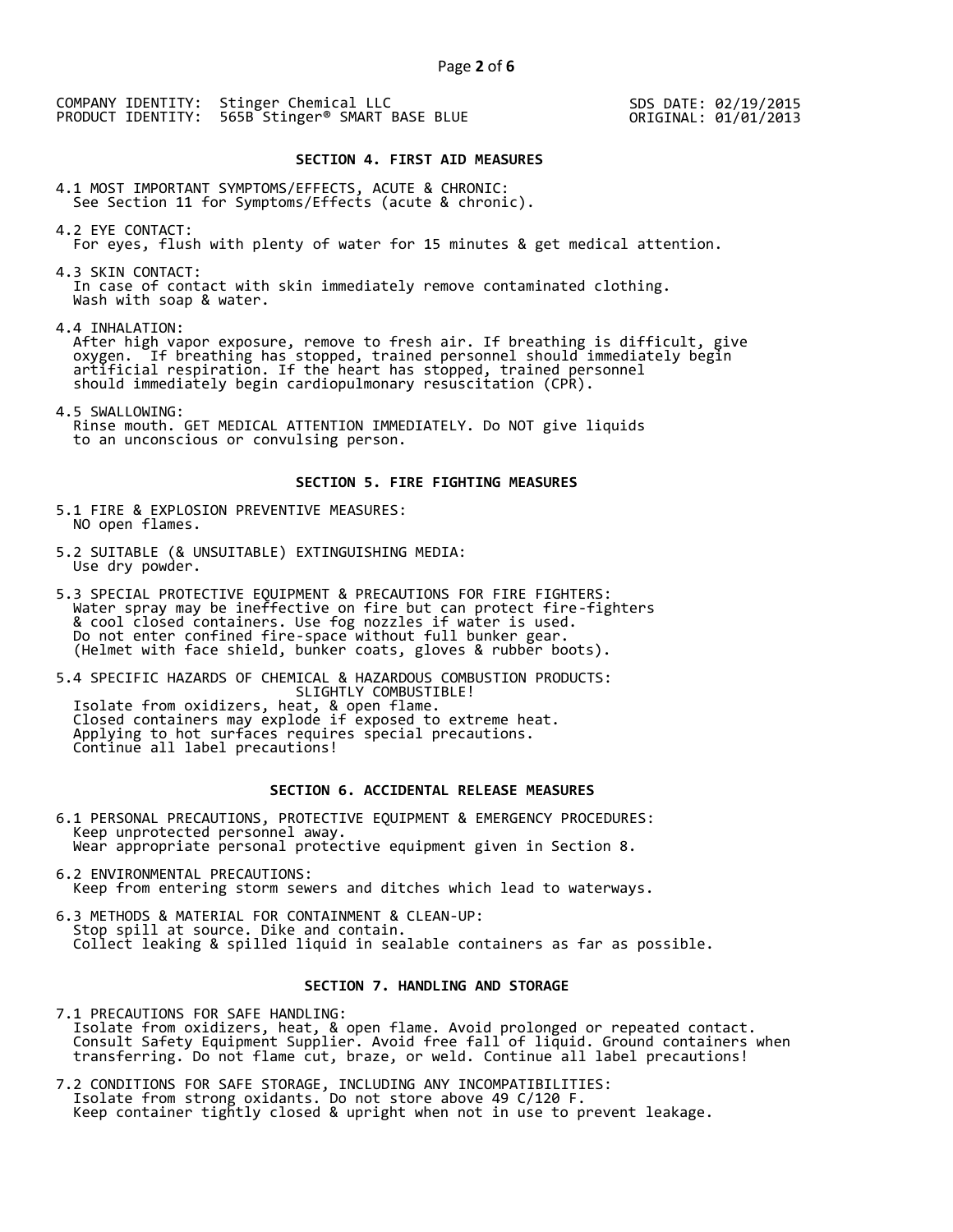COMPANY IDENTITY: Stinger Chemical LLC
PRODUCT IDENTITY: 565B Stinger® SMART BASE BLUE

SDS DATE: 02/19/2015
ORIGINAL: 01/01/2013

## SECTION 4. FIRST AID MEASURES

4.1 MOST IMPORTANT SYMPTOMS/EFFECTS, ACUTE & CHRONIC:
See Section 11 for Symptoms/Effects (acute & chronic).

4.2 EYE CONTACT:
For eyes, flush with plenty of water for 15 minutes & get medical attention.

4.3 SKIN CONTACT:
In case of contact with skin immediately remove contaminated clothing.
Wash with soap & water.

4.4 INHALATION:
After high vapor exposure, remove to fresh air. If breathing is difficult, give oxygen. If breathing has stopped, trained personnel should immediately begin artificial respiration. If the heart has stopped, trained personnel should immediately begin cardiopulmonary resuscitation (CPR).

4.5 SWALLOWING:
Rinse mouth. GET MEDICAL ATTENTION IMMEDIATELY. Do NOT give liquids to an unconscious or convulsing person.

## SECTION 5. FIRE FIGHTING MEASURES

5.1 FIRE & EXPLOSION PREVENTIVE MEASURES:
NO open flames.

5.2 SUITABLE (& UNSUITABLE) EXTINGUISHING MEDIA:
Use dry powder.

5.3 SPECIAL PROTECTIVE EQUIPMENT & PRECAUTIONS FOR FIRE FIGHTERS:
Water spray may be ineffective on fire but can protect fire-fighters & cool closed containers. Use fog nozzles if water is used.
Do not enter confined fire-space without full bunker gear.
(Helmet with face shield, bunker coats, gloves & rubber boots).

5.4 SPECIFIC HAZARDS OF CHEMICAL & HAZARDOUS COMBUSTION PRODUCTS:
SLIGHTLY COMBUSTIBLE!
Isolate from oxidizers, heat, & open flame.
Closed containers may explode if exposed to extreme heat.
Applying to hot surfaces requires special precautions.
Continue all label precautions!

## SECTION 6. ACCIDENTAL RELEASE MEASURES

6.1 PERSONAL PRECAUTIONS, PROTECTIVE EQUIPMENT & EMERGENCY PROCEDURES:
Keep unprotected personnel away.
Wear appropriate personal protective equipment given in Section 8.

6.2 ENVIRONMENTAL PRECAUTIONS:
Keep from entering storm sewers and ditches which lead to waterways.

6.3 METHODS & MATERIAL FOR CONTAINMENT & CLEAN-UP:
Stop spill at source. Dike and contain.
Collect leaking & spilled liquid in sealable containers as far as possible.

## SECTION 7. HANDLING AND STORAGE

7.1 PRECAUTIONS FOR SAFE HANDLING:
Isolate from oxidizers, heat, & open flame. Avoid prolonged or repeated contact.
Consult Safety Equipment Supplier. Avoid free fall of liquid. Ground containers when transferring. Do not flame cut, braze, or weld. Continue all label precautions!

7.2 CONDITIONS FOR SAFE STORAGE, INCLUDING ANY INCOMPATIBILITIES:
Isolate from strong oxidants. Do not store above 49 C/120 F.
Keep container tightly closed & upright when not in use to prevent leakage.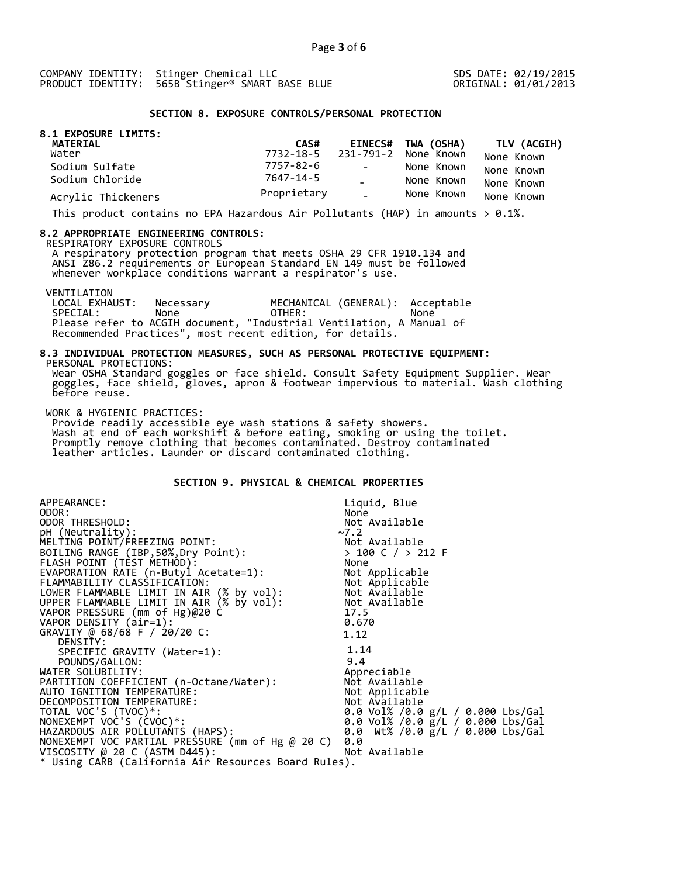COMPANY IDENTITY: Stinger Chemical LLC
PRODUCT IDENTITY: 565B Stinger® SMART BASE BLUE

SDS DATE: 02/19/2015
ORIGINAL: 01/01/2013

## SECTION 8. EXPOSURE CONTROLS/PERSONAL PROTECTION

### 8.1 EXPOSURE LIMITS:

| MATERIAL | CAS# | EINECS# | TWA (OSHA) | TLV (ACGIH) |
|---|---|---|---|---|
| Water | 7732-18-5 | 231-791-2 | None Known | None Known |
| Sodium Sulfate | 7757-82-6 | - | None Known | None Known |
| Sodium Chloride | 7647-14-5 | - | None Known | None Known |
| Acrylic Thickeners | Proprietary | - | None Known | None Known |

This product contains no EPA Hazardous Air Pollutants (HAP) in amounts > 0.1%.

### 8.2 APPROPRIATE ENGINEERING CONTROLS:

RESPIRATORY EXPOSURE CONTROLS

A respiratory protection program that meets OSHA 29 CFR 1910.134 and ANSI Z86.2 requirements or European Standard EN 149 must be followed whenever workplace conditions warrant a respirator's use.

VENTILATION

LOCAL EXHAUST: Necessary  MECHANICAL (GENERAL): Acceptable
SPECIAL: None  OTHER: None

Please refer to ACGIH document, "Industrial Ventilation, A Manual of Recommended Practices", most recent edition, for details.

### 8.3 INDIVIDUAL PROTECTION MEASURES, SUCH AS PERSONAL PROTECTIVE EQUIPMENT:

PERSONAL PROTECTIONS:

Wear OSHA Standard goggles or face shield. Consult Safety Equipment Supplier. Wear goggles, face shield, gloves, apron & footwear impervious to material. Wash clothing before reuse.

WORK & HYGIENIC PRACTICES:

Provide readily accessible eye wash stations & safety showers.
Wash at end of each workshift & before eating, smoking or using the toilet.
Promptly remove clothing that becomes contaminated. Destroy contaminated leather articles. Launder or discard contaminated clothing.

## SECTION 9. PHYSICAL & CHEMICAL PROPERTIES

| | |
|---|---|
| APPEARANCE: | Liquid, Blue |
| ODOR: | None |
| ODOR THRESHOLD: | Not Available |
| pH (Neutrality): | ~7.2 |
| MELTING POINT/FREEZING POINT: | Not Available |
| BOILING RANGE (IBP,50%,Dry Point): | > 100 C / > 212 F |
| FLASH POINT (TEST METHOD): | None |
| EVAPORATION RATE (n-Butyl Acetate=1): | Not Applicable |
| FLAMMABILITY CLASSIFICATION: | Not Applicable |
| LOWER FLAMMABLE LIMIT IN AIR (% by vol): | Not Available |
| UPPER FLAMMABLE LIMIT IN AIR (% by vol): | Not Available |
| VAPOR PRESSURE (mm of Hg)@20 C | 17.5 |
| VAPOR DENSITY (air=1): | 0.670 |
| GRAVITY @ 68/68 F / 20/20 C: | 1.12 |
| DENSITY: | |
| SPECIFIC GRAVITY (Water=1): | 1.14 |
| POUNDS/GALLON: | 9.4 |
| WATER SOLUBILITY: | Appreciable |
| PARTITION COEFFICIENT (n-Octane/Water): | Not Available |
| AUTO IGNITION TEMPERATURE: | Not Applicable |
| DECOMPOSITION TEMPERATURE: | Not Available |
| TOTAL VOC'S (TVOC)*: | 0.0 Vol% /0.0 g/L / 0.000 Lbs/Gal |
| NONEXEMPT VOC'S (CVOC)*: | 0.0 Vol% /0.0 g/L / 0.000 Lbs/Gal |
| HAZARDOUS AIR POLLUTANTS (HAPS): | 0.0 Wt% /0.0 g/L / 0.000 Lbs/Gal |
| NONEXEMPT VOC PARTIAL PRESSURE (mm of Hg @ 20 C) | 0.0 |
| VISCOSITY @ 20 C (ASTM D445): | Not Available |

* Using CARB (California Air Resources Board Rules).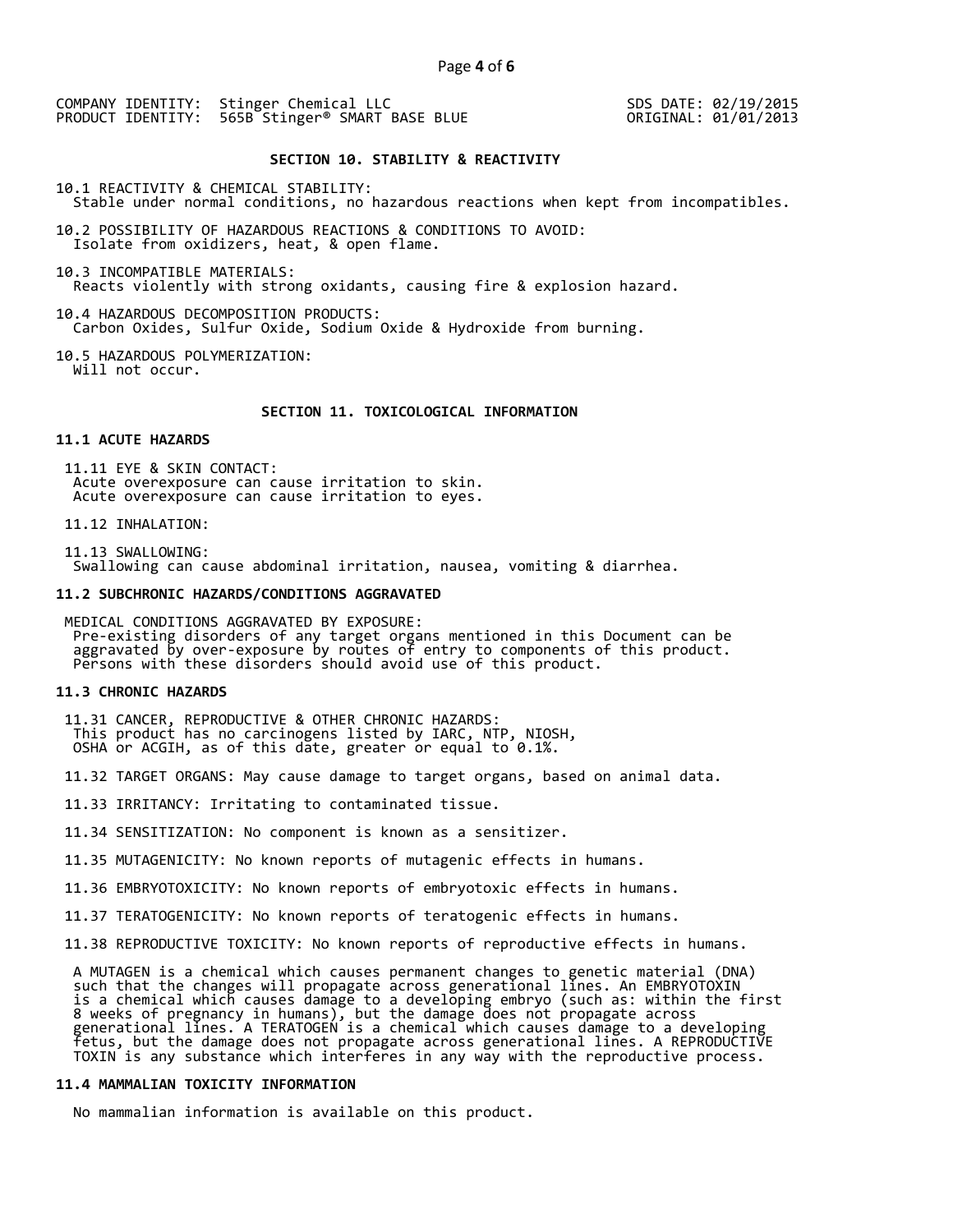COMPANY IDENTITY: Stinger Chemical LLC
PRODUCT IDENTITY: 565B Stinger® SMART BASE BLUE

SDS DATE: 02/19/2015
ORIGINAL: 01/01/2013

## SECTION 10. STABILITY & REACTIVITY

10.1 REACTIVITY & CHEMICAL STABILITY:
Stable under normal conditions, no hazardous reactions when kept from incompatibles.

10.2 POSSIBILITY OF HAZARDOUS REACTIONS & CONDITIONS TO AVOID:
Isolate from oxidizers, heat, & open flame.

10.3 INCOMPATIBLE MATERIALS:
Reacts violently with strong oxidants, causing fire & explosion hazard.

10.4 HAZARDOUS DECOMPOSITION PRODUCTS:
Carbon Oxides, Sulfur Oxide, Sodium Oxide & Hydroxide from burning.

10.5 HAZARDOUS POLYMERIZATION:
Will not occur.

## SECTION 11. TOXICOLOGICAL INFORMATION

### 11.1 ACUTE HAZARDS

11.11 EYE & SKIN CONTACT:
Acute overexposure can cause irritation to skin.
Acute overexposure can cause irritation to eyes.

11.12 INHALATION:

11.13 SWALLOWING:
Swallowing can cause abdominal irritation, nausea, vomiting & diarrhea.

### 11.2 SUBCHRONIC HAZARDS/CONDITIONS AGGRAVATED

MEDICAL CONDITIONS AGGRAVATED BY EXPOSURE:
Pre-existing disorders of any target organs mentioned in this Document can be aggravated by over-exposure by routes of entry to components of this product. Persons with these disorders should avoid use of this product.

### 11.3 CHRONIC HAZARDS

11.31 CANCER, REPRODUCTIVE & OTHER CHRONIC HAZARDS:
This product has no carcinogens listed by IARC, NTP, NIOSH, OSHA or ACGIH, as of this date, greater or equal to 0.1%.

11.32 TARGET ORGANS: May cause damage to target organs, based on animal data.

11.33 IRRITANCY: Irritating to contaminated tissue.

11.34 SENSITIZATION: No component is known as a sensitizer.

11.35 MUTAGENICITY: No known reports of mutagenic effects in humans.

11.36 EMBRYOTOXICITY: No known reports of embryotoxic effects in humans.

11.37 TERATOGENICITY: No known reports of teratogenic effects in humans.

11.38 REPRODUCTIVE TOXICITY: No known reports of reproductive effects in humans.

A MUTAGEN is a chemical which causes permanent changes to genetic material (DNA) such that the changes will propagate across generational lines. An EMBRYOTOXIN is a chemical which causes damage to a developing embryo (such as: within the first 8 weeks of pregnancy in humans), but the damage does not propagate across generational lines. A TERATOGEN is a chemical which causes damage to a developing fetus, but the damage does not propagate across generational lines. A REPRODUCTIVE TOXIN is any substance which interferes in any way with the reproductive process.

### 11.4 MAMMALIAN TOXICITY INFORMATION

No mammalian information is available on this product.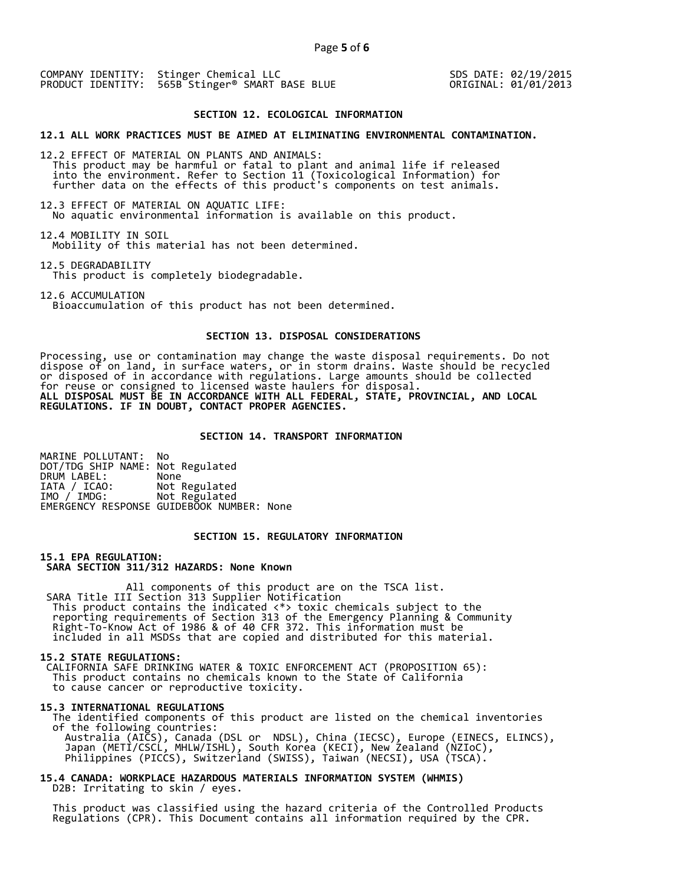COMPANY IDENTITY: Stinger Chemical LLC
PRODUCT IDENTITY: 565B Stinger® SMART BASE BLUE

SDS DATE: 02/19/2015
ORIGINAL: 01/01/2013

## SECTION 12. ECOLOGICAL INFORMATION

**12.1 ALL WORK PRACTICES MUST BE AIMED AT ELIMINATING ENVIRONMENTAL CONTAMINATION.**

12.2 EFFECT OF MATERIAL ON PLANTS AND ANIMALS:
This product may be harmful or fatal to plant and animal life if released into the environment. Refer to Section 11 (Toxicological Information) for further data on the effects of this product's components on test animals.

12.3 EFFECT OF MATERIAL ON AQUATIC LIFE:
No aquatic environmental information is available on this product.

12.4 MOBILITY IN SOIL
Mobility of this material has not been determined.

12.5 DEGRADABILITY
This product is completely biodegradable.

12.6 ACCUMULATION
Bioaccumulation of this product has not been determined.

## SECTION 13. DISPOSAL CONSIDERATIONS

Processing, use or contamination may change the waste disposal requirements. Do not dispose of on land, in surface waters, or in storm drains. Waste should be recycled or disposed of in accordance with regulations. Large amounts should be collected for reuse or consigned to licensed waste haulers for disposal.
**ALL DISPOSAL MUST BE IN ACCORDANCE WITH ALL FEDERAL, STATE, PROVINCIAL, AND LOCAL REGULATIONS. IF IN DOUBT, CONTACT PROPER AGENCIES.**

## SECTION 14. TRANSPORT INFORMATION

MARINE POLLUTANT: No
DOT/TDG SHIP NAME: Not Regulated
DRUM LABEL: None
IATA / ICAO: Not Regulated
IMO / IMDG: Not Regulated
EMERGENCY RESPONSE GUIDEBOOK NUMBER: None

## SECTION 15. REGULATORY INFORMATION

**15.1 EPA REGULATION:**
**SARA SECTION 311/312 HAZARDS: None Known**

All components of this product are on the TSCA list.
SARA Title III Section 313 Supplier Notification
This product contains the indicated <*> toxic chemicals subject to the reporting requirements of Section 313 of the Emergency Planning & Community Right-To-Know Act of 1986 & of 40 CFR 372. This information must be included in all MSDSs that are copied and distributed for this material.

**15.2 STATE REGULATIONS:**
CALIFORNIA SAFE DRINKING WATER & TOXIC ENFORCEMENT ACT (PROPOSITION 65):
This product contains no chemicals known to the State of California to cause cancer or reproductive toxicity.

**15.3 INTERNATIONAL REGULATIONS**
The identified components of this product are listed on the chemical inventories of the following countries:
Australia (AICS), Canada (DSL or NDSL), China (IECSC), Europe (EINECS, ELINCS), Japan (METI/CSCL, MHLW/ISHL), South Korea (KECI), New Zealand (NZIoC), Philippines (PICCS), Switzerland (SWISS), Taiwan (NECSI), USA (TSCA).

**15.4 CANADA: WORKPLACE HAZARDOUS MATERIALS INFORMATION SYSTEM (WHMIS)**
D2B: Irritating to skin / eyes.

This product was classified using the hazard criteria of the Controlled Products Regulations (CPR). This Document contains all information required by the CPR.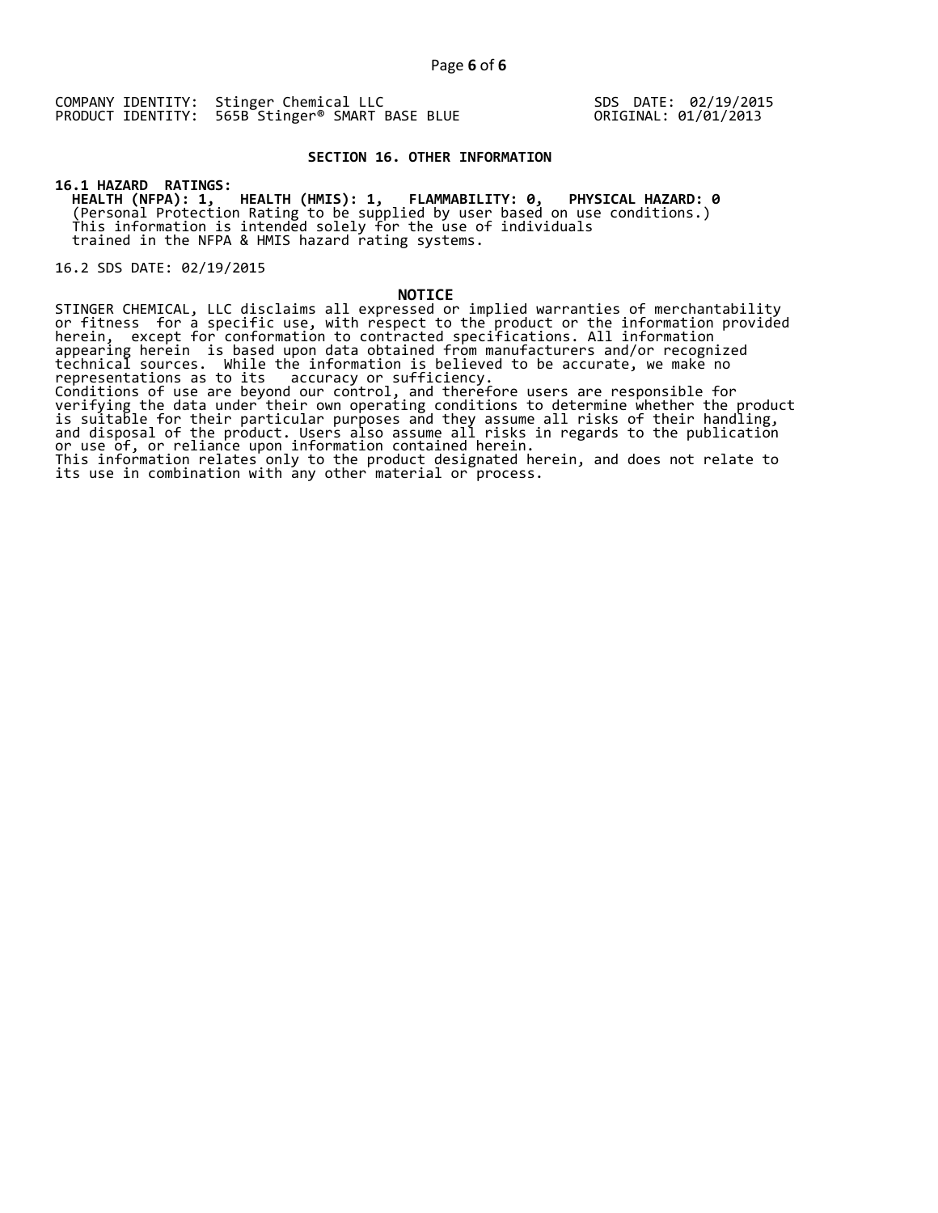COMPANY IDENTITY: Stinger Chemical LLC
PRODUCT IDENTITY: 565B Stinger® SMART BASE BLUE

SDS DATE: 02/19/2015
ORIGINAL: 01/01/2013

## SECTION 16. OTHER INFORMATION

**16.1 HAZARD RATINGS:**
**HEALTH (NFPA): 1, HEALTH (HMIS): 1, FLAMMABILITY: 0, PHYSICAL HAZARD: 0**
(Personal Protection Rating to be supplied by user based on use conditions.)
This information is intended solely for the use of individuals trained in the NFPA & HMIS hazard rating systems.

16.2 SDS DATE: 02/19/2015

**NOTICE**

STINGER CHEMICAL, LLC disclaims all expressed or implied warranties of merchantability or fitness for a specific use, with respect to the product or the information provided herein, except for conformation to contracted specifications. All information appearing herein is based upon data obtained from manufacturers and/or recognized technical sources. While the information is believed to be accurate, we make no representations as to its accuracy or sufficiency.
Conditions of use are beyond our control, and therefore users are responsible for verifying the data under their own operating conditions to determine whether the product is suitable for their particular purposes and they assume all risks of their handling, and disposal of the product. Users also assume all risks in regards to the publication or use of, or reliance upon information contained herein.
This information relates only to the product designated herein, and does not relate to its use in combination with any other material or process.